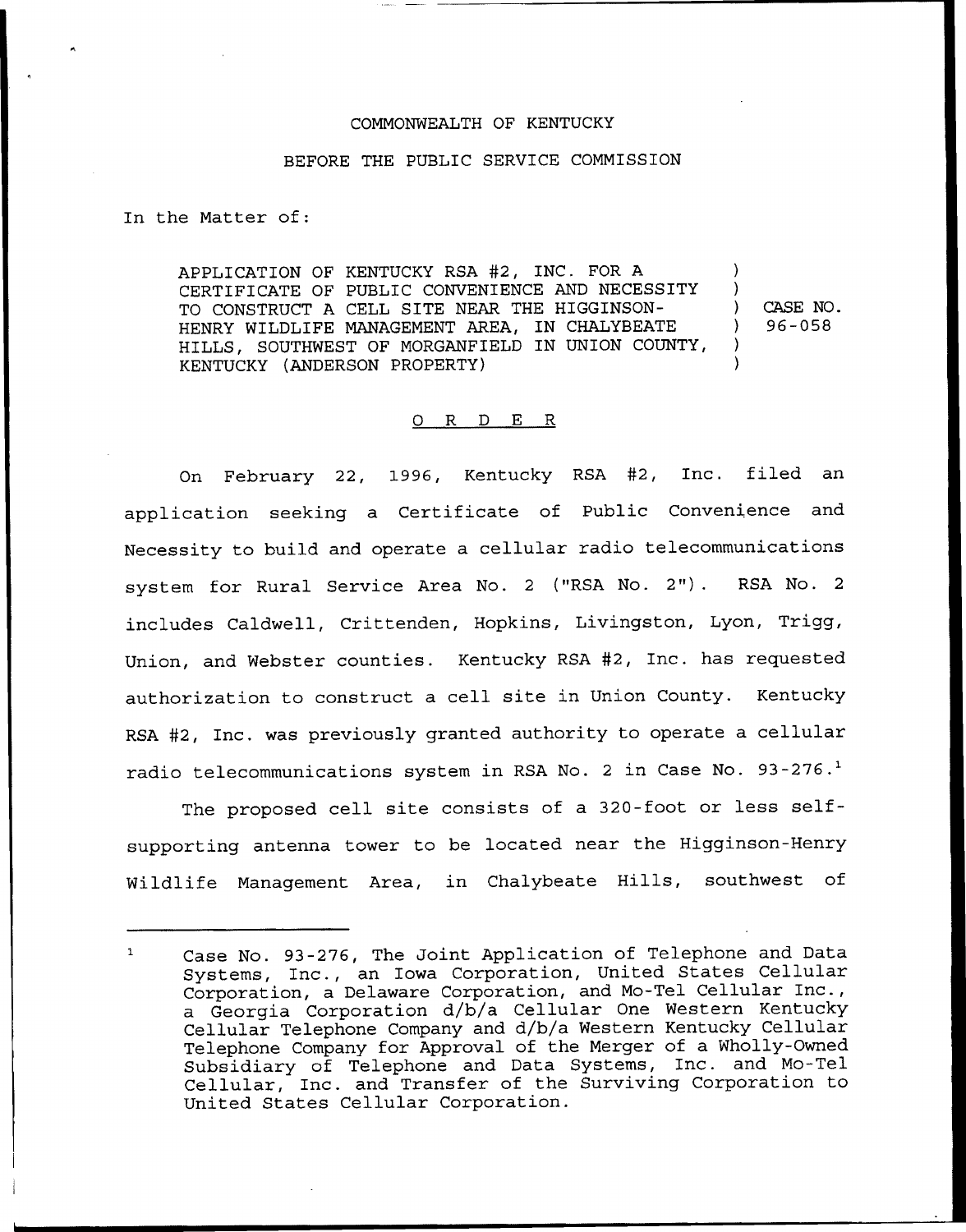COMMONWEALTH OF KENTUCKY

BEFORE THE PUBLIC SERVICE COMMISSION

In the Matter of:

APPLICATION OF KENTUCKY RSA #2, INC. FOR A CERTIFICATE OF PUBLIC CONVENIENCE AND NECESSITY TO CONSTRUCT A CELL SITE NEAR THE HIGGINSON-HENRY WILDLIFE MANAGEMENT AREA, IN CHALYBEATE HILLS, SOUTHWEST OF MORGANFIELD IN UNION COUNTY, KENTUCKY (ANDERSON PROPERTY) ) CASE NO. 96-058

O R D E R

On February 22, 1996, Kentucky RSA #2, Inc. filed an application seeking a Certificate of Public Convenience and Necessity to build and operate a cellular radio telecommunications system for Rural Service Area No. 2 ("RSA No. 2"). RSA No. 2 includes Caldwell, Crittenden, Hopkins, Livingston, Lyon, Trigg, Union, and Webster counties. Kentucky RSA #2, Inc. has requested authorization to construct a cell site in Union County. Kentucky RSA #2, Inc. was previously granted authority to operate a cellular radio telecommunications system in RSA No. 2 in Case No. 93-276.[1]

The proposed cell site consists of a 320-foot or less self-supporting antenna tower to be located near the Higginson-Henry Wildlife Management Area, in Chalybeate Hills, southwest of

---

[1] Case No. 93-276, The Joint Application of Telephone and Data Systems, Inc., an Iowa Corporation, United States Cellular Corporation, a Delaware Corporation, and Mo-Tel Cellular Inc., a Georgia Corporation d/b/a Cellular One Western Kentucky Cellular Telephone Company and d/b/a Western Kentucky Cellular Telephone Company for Approval of the Merger of a Wholly-Owned Subsidiary of Telephone and Data Systems, Inc. and Mo-Tel Cellular, Inc. and Transfer of the Surviving Corporation to United States Cellular Corporation.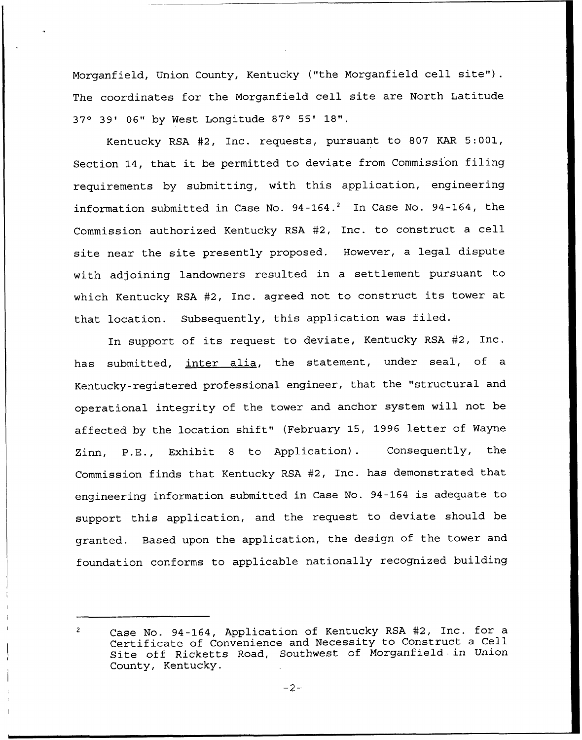Morganfield, Union County, Kentucky ("the Morganfield cell site"). The coordinates for the Morganfield cell site are North Latitude 37° 39' 06" by West Longitude 87° 55' 18".

Kentucky RSA #2, Inc. requests, pursuant to 807 KAR 5:001, Section 14, that it be permitted to deviate from Commission filing requirements by submitting, with this application, engineering information submitted in Case No. 94-164.[2] In Case No. 94-164, the Commission authorized Kentucky RSA #2, Inc. to construct a cell site near the site presently proposed. However, a legal dispute with adjoining landowners resulted in a settlement pursuant to which Kentucky RSA #2, Inc. agreed not to construct its tower at that location. Subsequently, this application was filed.

In support of its request to deviate, Kentucky RSA #2, Inc. has submitted, inter alia, the statement, under seal, of a Kentucky-registered professional engineer, that the "structural and operational integrity of the tower and anchor system will not be affected by the location shift" (February 15, 1996 letter of Wayne Zinn, P.E., Exhibit 8 to Application). Consequently, the Commission finds that Kentucky RSA #2, Inc. has demonstrated that engineering information submitted in Case No. 94-164 is adequate to support this application, and the request to deviate should be granted. Based upon the application, the design of the tower and foundation conforms to applicable nationally recognized building

---

[2] Case No. 94-164, Application of Kentucky RSA #2, Inc. for a Certificate of Convenience and Necessity to Construct a Cell Site off Ricketts Road, Southwest of Morganfield in Union County, Kentucky.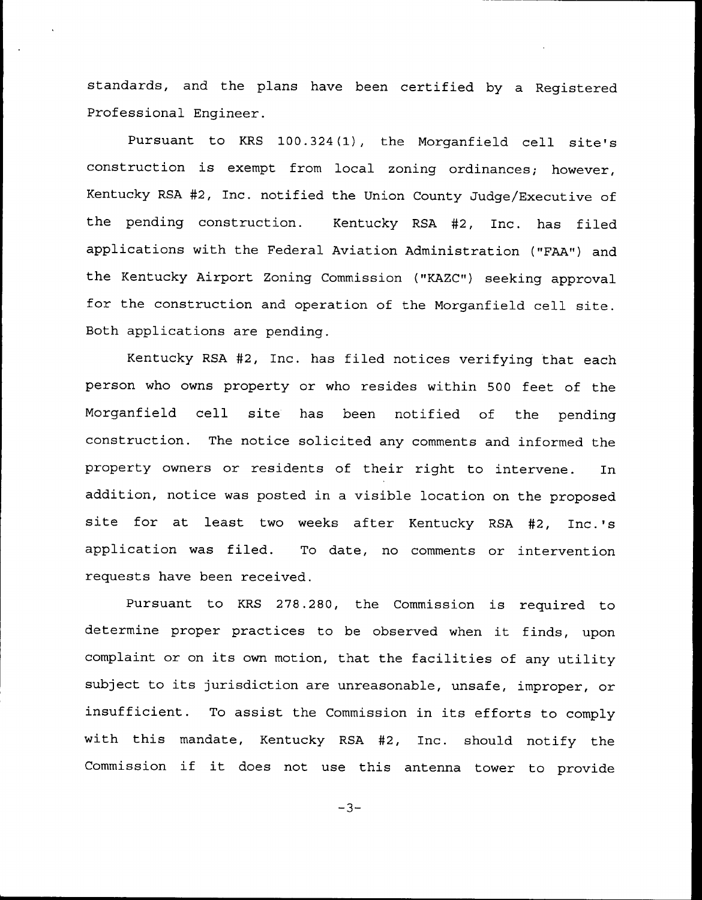standards, and the plans have been certified by a Registered Professional Engineer.

Pursuant to KRS 100.324(1), the Morganfield cell site's construction is exempt from local zoning ordinances; however, Kentucky RSA #2, Inc. notified the Union County Judge/Executive of the pending construction. Kentucky RSA #2, Inc. has filed applications with the Federal Aviation Administration ("FAA") and the Kentucky Airport Zoning Commission ("KAZC") seeking approval for the construction and operation of the Morganfield cell site. Both applications are pending.

Kentucky RSA #2, Inc. has filed notices verifying that each person who owns property or who resides within 500 feet of the Morganfield cell site has been notified of the pending construction. The notice solicited any comments and informed the property owners or residents of their right to intervene. In addition, notice was posted in a visible location on the proposed site for at least two weeks after Kentucky RSA #2, Inc.'s application was filed. To date, no comments or intervention requests have been received.

Pursuant to KRS 278.280, the Commission is required to determine proper practices to be observed when it finds, upon complaint or on its own motion, that the facilities of any utility subject to its jurisdiction are unreasonable, unsafe, improper, or insufficient. To assist the Commission in its efforts to comply with this mandate, Kentucky RSA #2, Inc. should notify the Commission if it does not use this antenna tower to provide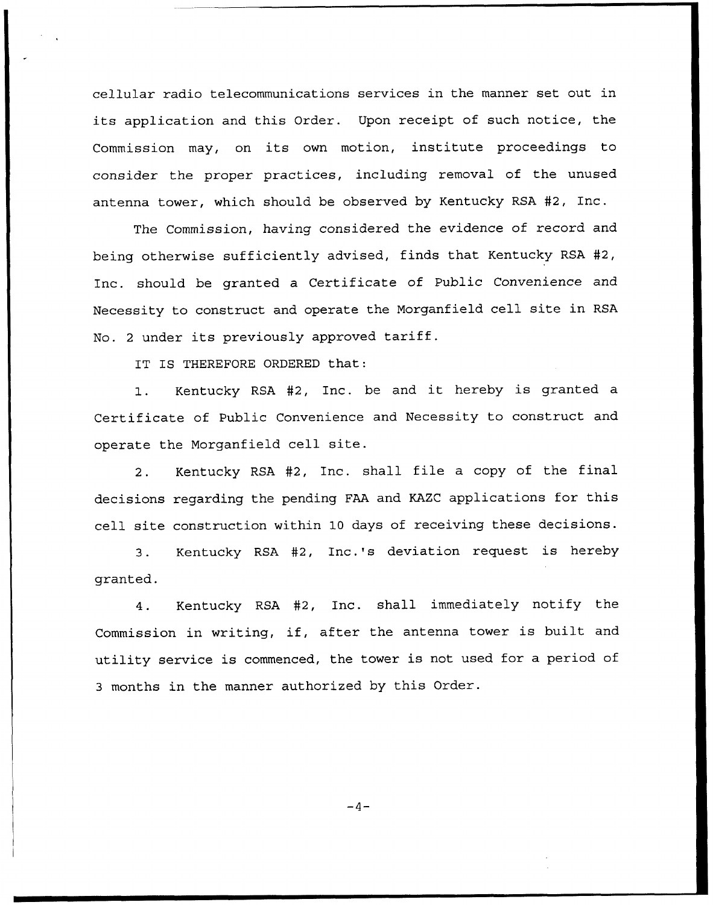cellular radio telecommunications services in the manner set out in its application and this Order. Upon receipt of such notice, the Commission may, on its own motion, institute proceedings to consider the proper practices, including removal of the unused antenna tower, which should be observed by Kentucky RSA #2, Inc.

The Commission, having considered the evidence of record and being otherwise sufficiently advised, finds that Kentucky RSA #2, Inc. should be granted a Certificate of Public Convenience and Necessity to construct and operate the Morganfield cell site in RSA No. 2 under its previously approved tariff.

IT IS THEREFORE ORDERED that:

1. Kentucky RSA #2, Inc. be and it hereby is granted a Certificate of Public Convenience and Necessity to construct and operate the Morganfield cell site.

2. Kentucky RSA #2, Inc. shall file a copy of the final decisions regarding the pending FAA and KAZC applications for this cell site construction within 10 days of receiving these decisions.

3. Kentucky RSA #2, Inc.'s deviation request is hereby granted.

4. Kentucky RSA #2, Inc. shall immediately notify the Commission in writing, if, after the antenna tower is built and utility service is commenced, the tower is not used for a period of 3 months in the manner authorized by this Order.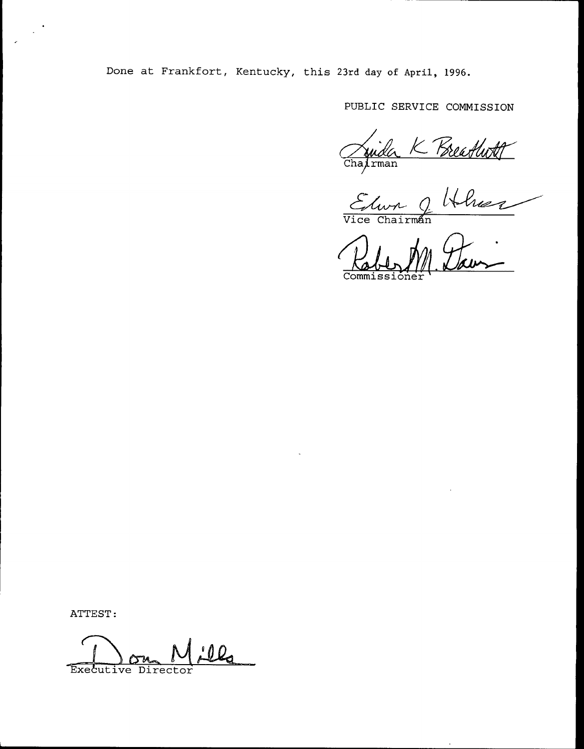Done at Frankfort, Kentucky, this 23rd day of April, 1996.

PUBLIC SERVICE COMMISSION

Chairman

Vice Chairman

Commissioner

ATTEST:

Executive Director